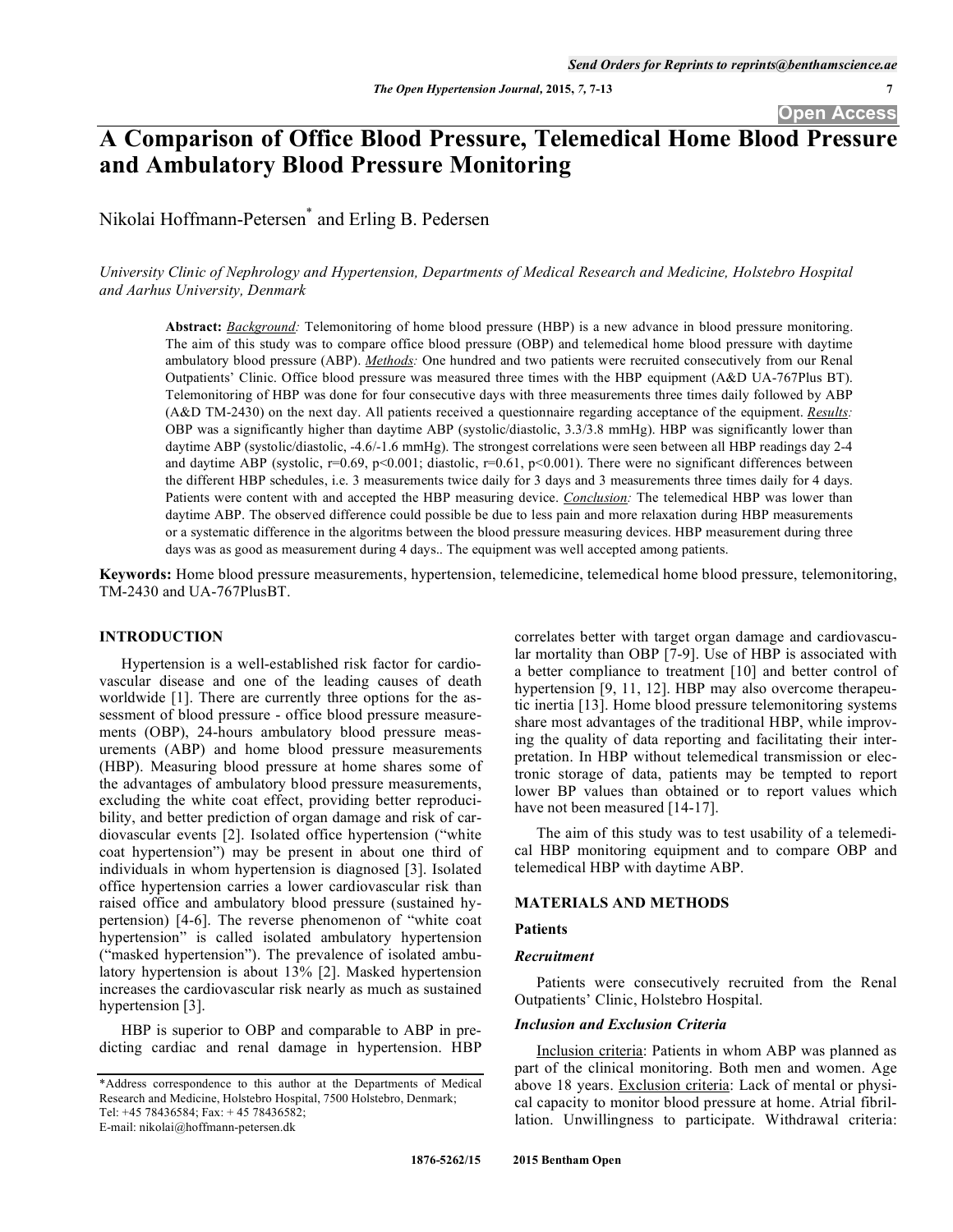# A Comparison of Office Blood Pressure, Telemedical Home Blood Pressure and Ambulatory Blood Pressure Monitoring

Nikolai Hoffmann-Petersen* and Erling B. Pedersen

*University Clinic of Nephrology and Hypertension, Departments of Medical Research and Medicine, Holstebro Hospital and Aarhus University, Denmark*

**Abstract:** ***Background:*** Telemonitoring of home blood pressure (HBP) is a new advance in blood pressure monitoring. The aim of this study was to compare office blood pressure (OBP) and telemedical home blood pressure with daytime ambulatory blood pressure (ABP). ***Methods:*** One hundred and two patients were recruited consecutively from our Renal Outpatients' Clinic. Office blood pressure was measured three times with the HBP equipment (A&D UA-767Plus BT). Telemonitoring of HBP was done for four consecutive days with three measurements three times daily followed by ABP (A&D TM-2430) on the next day. All patients received a questionnaire regarding acceptance of the equipment. ***Results:*** OBP was a significantly higher than daytime ABP (systolic/diastolic, 3.3/3.8 mmHg). HBP was significantly lower than daytime ABP (systolic/diastolic, -4.6/-1.6 mmHg). The strongest correlations were seen between all HBP readings day 2-4 and daytime ABP (systolic, r=0.69, p<0.001; diastolic, r=0.61, p<0.001). There were no significant differences between the different HBP schedules, i.e. 3 measurements twice daily for 3 days and 3 measurements three times daily for 4 days. Patients were content with and accepted the HBP measuring device. ***Conclusion:*** The telemedical HBP was lower than daytime ABP. The observed difference could possible be due to less pain and more relaxation during HBP measurements or a systematic difference in the algoritms between the blood pressure measuring devices. HBP measurement during three days was as good as measurement during 4 days.. The equipment was well accepted among patients.

**Keywords:** Home blood pressure measurements, hypertension, telemedicine, telemedical home blood pressure, telemonitoring, TM-2430 and UA-767PlusBT.

## INTRODUCTION

Hypertension is a well-established risk factor for cardiovascular disease and one of the leading causes of death worldwide [1]. There are currently three options for the assessment of blood pressure - office blood pressure measurements (OBP), 24-hours ambulatory blood pressure measurements (ABP) and home blood pressure measurements (HBP). Measuring blood pressure at home shares some of the advantages of ambulatory blood pressure measurements, excluding the white coat effect, providing better reproducibility, and better prediction of organ damage and risk of cardiovascular events [2]. Isolated office hypertension ("white coat hypertension") may be present in about one third of individuals in whom hypertension is diagnosed [3]. Isolated office hypertension carries a lower cardiovascular risk than raised office and ambulatory blood pressure (sustained hypertension) [4-6]. The reverse phenomenon of "white coat hypertension" is called isolated ambulatory hypertension ("masked hypertension"). The prevalence of isolated ambulatory hypertension is about 13% [2]. Masked hypertension increases the cardiovascular risk nearly as much as sustained hypertension [3].

HBP is superior to OBP and comparable to ABP in predicting cardiac and renal damage in hypertension. HBP correlates better with target organ damage and cardiovascular mortality than OBP [7-9]. Use of HBP is associated with a better compliance to treatment [10] and better control of hypertension [9, 11, 12]. HBP may also overcome therapeutic inertia [13]. Home blood pressure telemonitoring systems share most advantages of the traditional HBP, while improving the quality of data reporting and facilitating their interpretation. In HBP without telemedical transmission or electronic storage of data, patients may be tempted to report lower BP values than obtained or to report values which have not been measured [14-17].

The aim of this study was to test usability of a telemedical HBP monitoring equipment and to compare OBP and telemedical HBP with daytime ABP.

## MATERIALS AND METHODS

### Patients

#### *Recruitment*

Patients were consecutively recruited from the Renal Outpatients' Clinic, Holstebro Hospital.

#### *Inclusion and Exclusion Criteria*

Inclusion criteria: Patients in whom ABP was planned as part of the clinical monitoring. Both men and women. Age above 18 years. Exclusion criteria: Lack of mental or physical capacity to monitor blood pressure at home. Atrial fibrillation. Unwillingness to participate. Withdrawal criteria:

*Address correspondence to this author at the Departments of Medical Research and Medicine, Holstebro Hospital, 7500 Holstebro, Denmark; Tel: +45 78436584; Fax: + 45 78436582; E-mail: nikolai@hoffmann-petersen.dk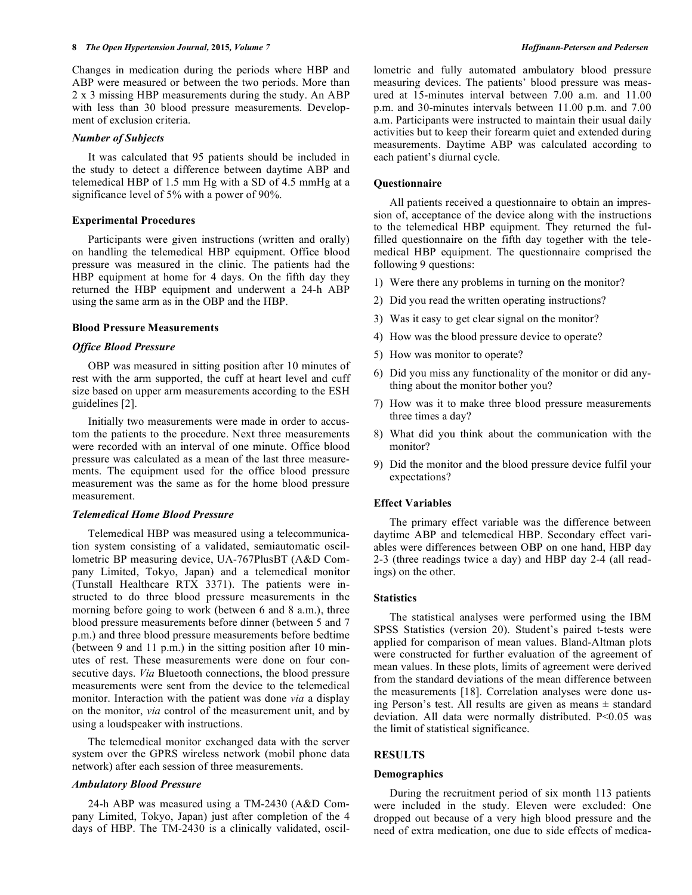Changes in medication during the periods where HBP and ABP were measured or between the two periods. More than 2 x 3 missing HBP measurements during the study. An ABP with less than 30 blood pressure measurements. Development of exclusion criteria.

### *Number of Subjects*

It was calculated that 95 patients should be included in the study to detect a difference between daytime ABP and telemedical HBP of 1.5 mm Hg with a SD of 4.5 mmHg at a significance level of 5% with a power of 90%.

## Experimental Procedures

Participants were given instructions (written and orally) on handling the telemedical HBP equipment. Office blood pressure was measured in the clinic. The patients had the HBP equipment at home for 4 days. On the fifth day they returned the HBP equipment and underwent a 24-h ABP using the same arm as in the OBP and the HBP.

## Blood Pressure Measurements

### *Office Blood Pressure*

OBP was measured in sitting position after 10 minutes of rest with the arm supported, the cuff at heart level and cuff size based on upper arm measurements according to the ESH guidelines [2].

Initially two measurements were made in order to accustom the patients to the procedure. Next three measurements were recorded with an interval of one minute. Office blood pressure was calculated as a mean of the last three measurements. The equipment used for the office blood pressure measurement was the same as for the home blood pressure measurement.

### *Telemedical Home Blood Pressure*

Telemedical HBP was measured using a telecommunication system consisting of a validated, semiautomatic oscillometric BP measuring device, UA-767PlusBT (A&D Company Limited, Tokyo, Japan) and a telemedical monitor (Tunstall Healthcare RTX 3371). The patients were instructed to do three blood pressure measurements in the morning before going to work (between 6 and 8 a.m.), three blood pressure measurements before dinner (between 5 and 7 p.m.) and three blood pressure measurements before bedtime (between 9 and 11 p.m.) in the sitting position after 10 minutes of rest. These measurements were done on four consecutive days. *Via* Bluetooth connections, the blood pressure measurements were sent from the device to the telemedical monitor. Interaction with the patient was done *via* a display on the monitor, *via* control of the measurement unit, and by using a loudspeaker with instructions.

The telemedical monitor exchanged data with the server system over the GPRS wireless network (mobil phone data network) after each session of three measurements.

### *Ambulatory Blood Pressure*

24-h ABP was measured using a TM-2430 (A&D Company Limited, Tokyo, Japan) just after completion of the 4 days of HBP. The TM-2430 is a clinically validated, oscillometric and fully automated ambulatory blood pressure measuring devices. The patients' blood pressure was measured at 15-minutes interval between 7.00 a.m. and 11.00 p.m. and 30-minutes intervals between 11.00 p.m. and 7.00 a.m. Participants were instructed to maintain their usual daily activities but to keep their forearm quiet and extended during measurements. Daytime ABP was calculated according to each patient's diurnal cycle.

## Questionnaire

All patients received a questionnaire to obtain an impression of, acceptance of the device along with the instructions to the telemedical HBP equipment. They returned the fulfilled questionnaire on the fifth day together with the telemedical HBP equipment. The questionnaire comprised the following 9 questions:

1) Were there any problems in turning on the monitor?
2) Did you read the written operating instructions?
3) Was it easy to get clear signal on the monitor?
4) How was the blood pressure device to operate?
5) How was monitor to operate?
6) Did you miss any functionality of the monitor or did anything about the monitor bother you?
7) How was it to make three blood pressure measurements three times a day?
8) What did you think about the communication with the monitor?
9) Did the monitor and the blood pressure device fulfil your expectations?

## Effect Variables

The primary effect variable was the difference between daytime ABP and telemedical HBP. Secondary effect variables were differences between OBP on one hand, HBP day 2-3 (three readings twice a day) and HBP day 2-4 (all readings) on the other.

## Statistics

The statistical analyses were performed using the IBM SPSS Statistics (version 20). Student's paired t-tests were applied for comparison of mean values. Bland-Altman plots were constructed for further evaluation of the agreement of mean values. In these plots, limits of agreement were derived from the standard deviations of the mean difference between the measurements [18]. Correlation analyses were done using Person's test. All results are given as means ± standard deviation. All data were normally distributed. $P<0.05$ was the limit of statistical significance.

# RESULTS

## Demographics

During the recruitment period of six month 113 patients were included in the study. Eleven were excluded: One dropped out because of a very high blood pressure and the need of extra medication, one due to side effects of medica-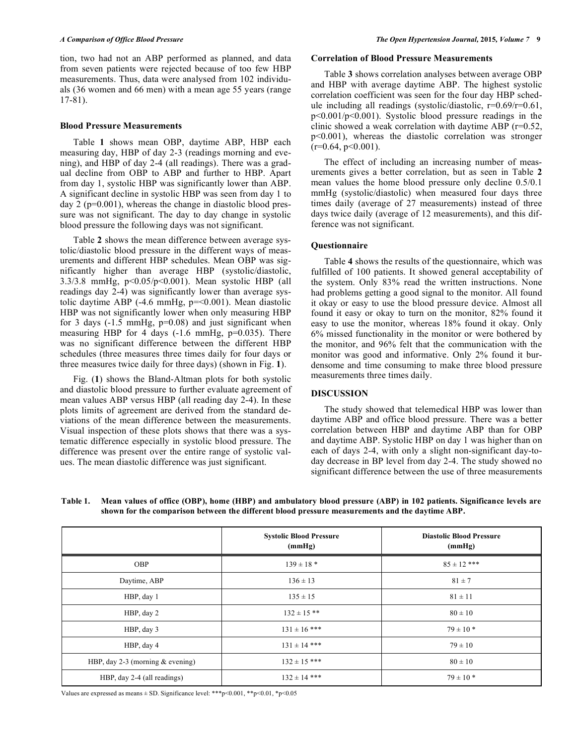tion, two had not an ABP performed as planned, and data from seven patients were rejected because of too few HBP measurements. Thus, data were analysed from 102 individuals (36 women and 66 men) with a mean age 55 years (range 17-81).

### Blood Pressure Measurements

Table **1** shows mean OBP, daytime ABP, HBP each measuring day, HBP of day 2-3 (readings morning and evening), and HBP of day 2-4 (all readings). There was a gradual decline from OBP to ABP and further to HBP. Apart from day 1, systolic HBP was significantly lower than ABP. A significant decline in systolic HBP was seen from day 1 to day 2 ($p=0.001$), whereas the change in diastolic blood pressure was not significant. The day to day change in systolic blood pressure the following days was not significant.

Table **2** shows the mean difference between average systolic/diastolic blood pressure in the different ways of measurements and different HBP schedules. Mean OBP was significantly higher than average HBP (systolic/diastolic, 3.3/3.8 mmHg, $p<0.05/p<0.001$). Mean systolic HBP (all readings day 2-4) was significantly lower than average systolic daytime ABP (-4.6 mmHg, $p=<0.001$). Mean diastolic HBP was not significantly lower when only measuring HBP for 3 days (-1.5 mmHg, $p=0.08$) and just significant when measuring HBP for 4 days (-1.6 mmHg, $p=0.035$). There was no significant difference between the different HBP schedules (three measures three times daily for four days or three measures twice daily for three days) (shown in Fig. **1**).

Fig. (**1**) shows the Bland-Altman plots for both systolic and diastolic blood pressure to further evaluate agreement of mean values ABP versus HBP (all reading day 2-4). In these plots limits of agreement are derived from the standard deviations of the mean difference between the measurements. Visual inspection of these plots shows that there was a systematic difference especially in systolic blood pressure. The difference was present over the entire range of systolic values. The mean diastolic difference was just significant.

### Correlation of Blood Pressure Measurements

Table **3** shows correlation analyses between average OBP and HBP with average daytime ABP. The highest systolic correlation coefficient was seen for the four day HBP schedule including all readings (systolic/diastolic, $r=0.69/r=0.61$, $p<0.001/p<0.001$). Systolic blood pressure readings in the clinic showed a weak correlation with daytime ABP ($r=0.52$, $p<0.001$), whereas the diastolic correlation was stronger ($r=0.64$, $p<0.001$).

The effect of including an increasing number of measurements gives a better correlation, but as seen in Table **2** mean values the home blood pressure only decline 0.5/0.1 mmHg (systolic/diastolic) when measured four days three times daily (average of 27 measurements) instead of three days twice daily (average of 12 measurements), and this difference was not significant.

### Questionnaire

Table **4** shows the results of the questionnaire, which was fulfilled of 100 patients. It showed general acceptability of the system. Only 83% read the written instructions. None had problems getting a good signal to the monitor. All found it okay or easy to use the blood pressure device. Almost all found it easy or okay to turn on the monitor, 82% found it easy to use the monitor, whereas 18% found it okay. Only 6% missed functionality in the monitor or were bothered by the monitor, and 96% felt that the communication with the monitor was good and informative. Only 2% found it burdensome and time consuming to make three blood pressure measurements three times daily.

## DISCUSSION

The study showed that telemedical HBP was lower than daytime ABP and office blood pressure. There was a better correlation between HBP and daytime ABP than for OBP and daytime ABP. Systolic HBP on day 1 was higher than on each of days 2-4, with only a slight non-significant day-to-day decrease in BP level from day 2-4. The study showed no significant difference between the use of three measurements

**Table 1. Mean values of office (OBP), home (HBP) and ambulatory blood pressure (ABP) in 102 patients. Significance levels are shown for the comparison between the different blood pressure measurements and the daytime ABP.**

| | Systolic Blood Pressure (mmHg) | Diastolic Blood Pressure (mmHg) |
|---|---|---|
| OBP | 139 ± 18 * | 85 ± 12 *** |
| Daytime, ABP | 136 ± 13 | 81 ± 7 |
| HBP, day 1 | 135 ± 15 | 81 ± 11 |
| HBP, day 2 | 132 ± 15 ** | 80 ± 10 |
| HBP, day 3 | 131 ± 16 *** | 79 ± 10 * |
| HBP, day 4 | 131 ± 14 *** | 79 ± 10 |
| HBP, day 2-3 (morning & evening) | 132 ± 15 *** | 80 ± 10 |
| HBP, day 2-4 (all readings) | 132 ± 14 *** | 79 ± 10 * |

Values are expressed as means ± SD. Significance level: ***$p<0.001$, **$p<0.01$, *$p<0.05$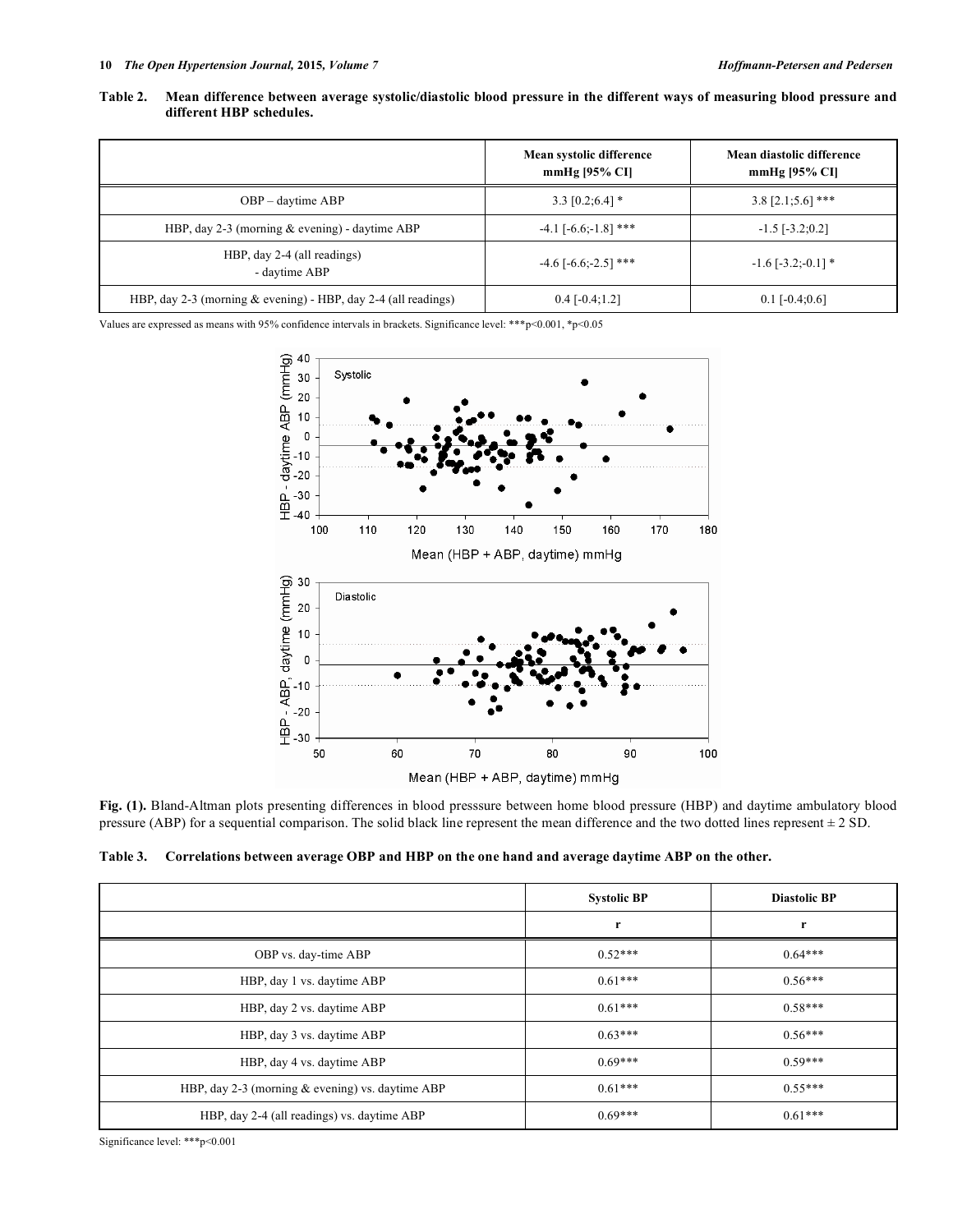**Table 2. Mean difference between average systolic/diastolic blood pressure in the different ways of measuring blood pressure and different HBP schedules.**

| | Mean systolic difference mmHg [95% CI] | Mean diastolic difference mmHg [95% CI] |
|---|---|---|
| OBP – daytime ABP | 3.3 [0.2;6.4] * | 3.8 [2.1;5.6] *** |
| HBP, day 2-3 (morning & evening) - daytime ABP | -4.1 [-6.6;-1.8] *** | -1.5 [-3.2;0.2] |
| HBP, day 2-4 (all readings) - daytime ABP | -4.6 [-6.6;-2.5] *** | -1.6 [-3.2;-0.1] * |
| HBP, day 2-3 (morning & evening) - HBP, day 2-4 (all readings) | 0.4 [-0.4;1.2] | 0.1 [-0.4;0.6] |

Values are expressed as means with 95% confidence intervals in brackets. Significance level: ***p<0.001, *p<0.05

**Fig. (1).** Bland-Altman plots presenting differences in blood presssure between home blood pressure (HBP) and daytime ambulatory blood pressure (ABP) for a sequential comparison. The solid black line represent the mean difference and the two dotted lines represent ± 2 SD.

**Table 3. Correlations between average OBP and HBP on the one hand and average daytime ABP on the other.**

| | Systolic BP | Diastolic BP |
|---|---|---|
| | r | r |
| OBP vs. day-time ABP | 0.52*** | 0.64*** |
| HBP, day 1 vs. daytime ABP | 0.61*** | 0.56*** |
| HBP, day 2 vs. daytime ABP | 0.61*** | 0.58*** |
| HBP, day 3 vs. daytime ABP | 0.63*** | 0.56*** |
| HBP, day 4 vs. daytime ABP | 0.69*** | 0.59*** |
| HBP, day 2-3 (morning & evening) vs. daytime ABP | 0.61*** | 0.55*** |
| HBP, day 2-4 (all readings) vs. daytime ABP | 0.69*** | 0.61*** |

Significance level: ***p<0.001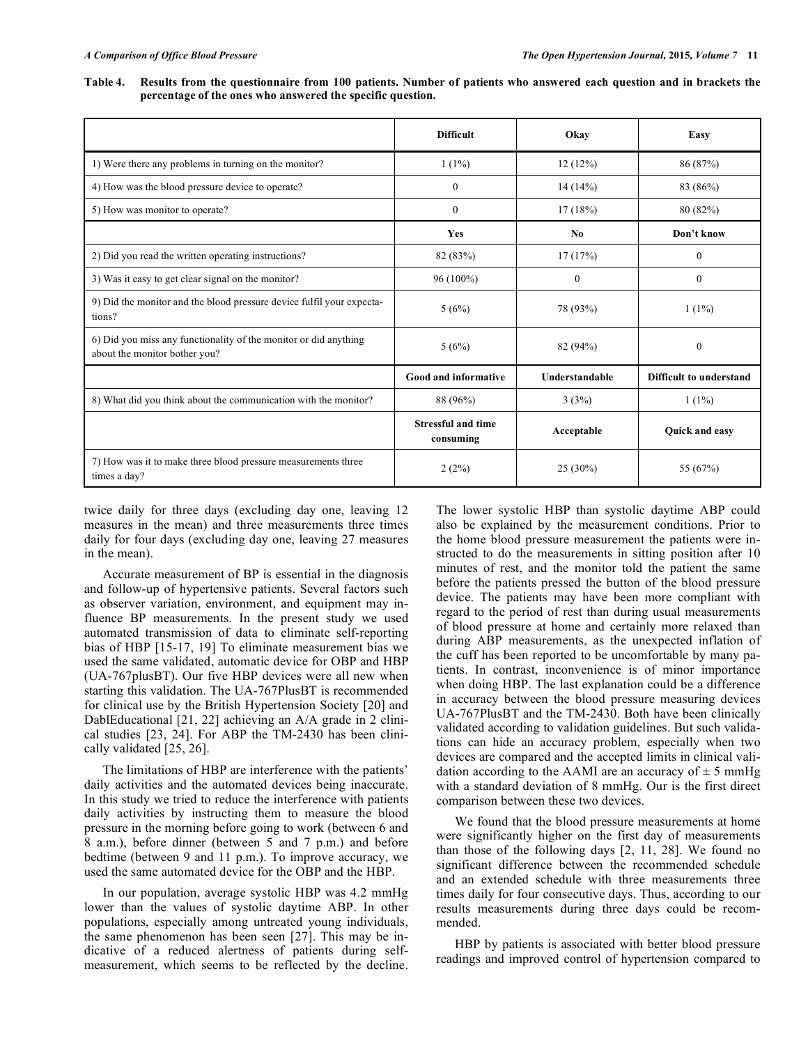**Table 4. Results from the questionnaire from 100 patients. Number of patients who answered each question and in brackets the percentage of the ones who answered the specific question.**

| | Difficult | Okay | Easy |
|---|---|---|---|
| 1) Were there any problems in turning on the monitor? | 1 (1%) | 12 (12%) | 86 (87%) |
| 4) How was the blood pressure device to operate? | 0 | 14 (14%) | 83 (86%) |
| 5) How was monitor to operate? | 0 | 17 (18%) | 80 (82%) |
| | **Yes** | **No** | **Don't know** |
| 2) Did you read the written operating instructions? | 82 (83%) | 17 (17%) | 0 |
| 3) Was it easy to get clear signal on the monitor? | 96 (100%) | 0 | 0 |
| 9) Did the monitor and the blood pressure device fulfil your expectations? | 5 (6%) | 78 (93%) | 1 (1%) |
| 6) Did you miss any functionality of the monitor or did anything about the monitor bother you? | 5 (6%) | 82 (94%) | 0 |
| | **Good and informative** | **Understandable** | **Difficult to understand** |
| 8) What did you think about the communication with the monitor? | 88 (96%) | 3 (3%) | 1 (1%) |
| | **Stressful and time consuming** | **Acceptable** | **Quick and easy** |
| 7) How was it to make three blood pressure measurements three times a day? | 2 (2%) | 25 (30%) | 55 (67%) |

twice daily for three days (excluding day one, leaving 12 measures in the mean) and three measurements three times daily for four days (excluding day one, leaving 27 measures in the mean).

Accurate measurement of BP is essential in the diagnosis and follow-up of hypertensive patients. Several factors such as observer variation, environment, and equipment may influence BP measurements. In the present study we used automated transmission of data to eliminate self-reporting bias of HBP [15-17, 19] To eliminate measurement bias we used the same validated, automatic device for OBP and HBP (UA-767plusBT). Our five HBP devices were all new when starting this validation. The UA-767PlusBT is recommended for clinical use by the British Hypertension Society [20] and DablEducational [21, 22] achieving an A/A grade in 2 clinical studies [23, 24]. For ABP the TM-2430 has been clinically validated [25, 26].

The limitations of HBP are interference with the patients' daily activities and the automated devices being inaccurate. In this study we tried to reduce the interference with patients daily activities by instructing them to measure the blood pressure in the morning before going to work (between 6 and 8 a.m.), before dinner (between 5 and 7 p.m.) and before bedtime (between 9 and 11 p.m.). To improve accuracy, we used the same automated device for the OBP and the HBP.

In our population, average systolic HBP was 4.2 mmHg lower than the values of systolic daytime ABP. In other populations, especially among untreated young individuals, the same phenomenon has been seen [27]. This may be indicative of a reduced alertness of patients during self-measurement, which seems to be reflected by the decline. The lower systolic HBP than systolic daytime ABP could also be explained by the measurement conditions. Prior to the home blood pressure measurement the patients were instructed to do the measurements in sitting position after 10 minutes of rest, and the monitor told the patient the same before the patients pressed the button of the blood pressure device. The patients may have been more compliant with regard to the period of rest than during usual measurements of blood pressure at home and certainly more relaxed than during ABP measurements, as the unexpected inflation of the cuff has been reported to be uncomfortable by many patients. In contrast, inconvenience is of minor importance when doing HBP. The last explanation could be a difference in accuracy between the blood pressure measuring devices UA-767PlusBT and the TM-2430. Both have been clinically validated according to validation guidelines. But such validations can hide an accuracy problem, especially when two devices are compared and the accepted limits in clinical validation according to the AAMI are an accuracy of ± 5 mmHg with a standard deviation of 8 mmHg. Our is the first direct comparison between these two devices.

We found that the blood pressure measurements at home were significantly higher on the first day of measurements than those of the following days [2, 11, 28]. We found no significant difference between the recommended schedule and an extended schedule with three measurements three times daily for four consecutive days. Thus, according to our results measurements during three days could be recommended.

HBP by patients is associated with better blood pressure readings and improved control of hypertension compared to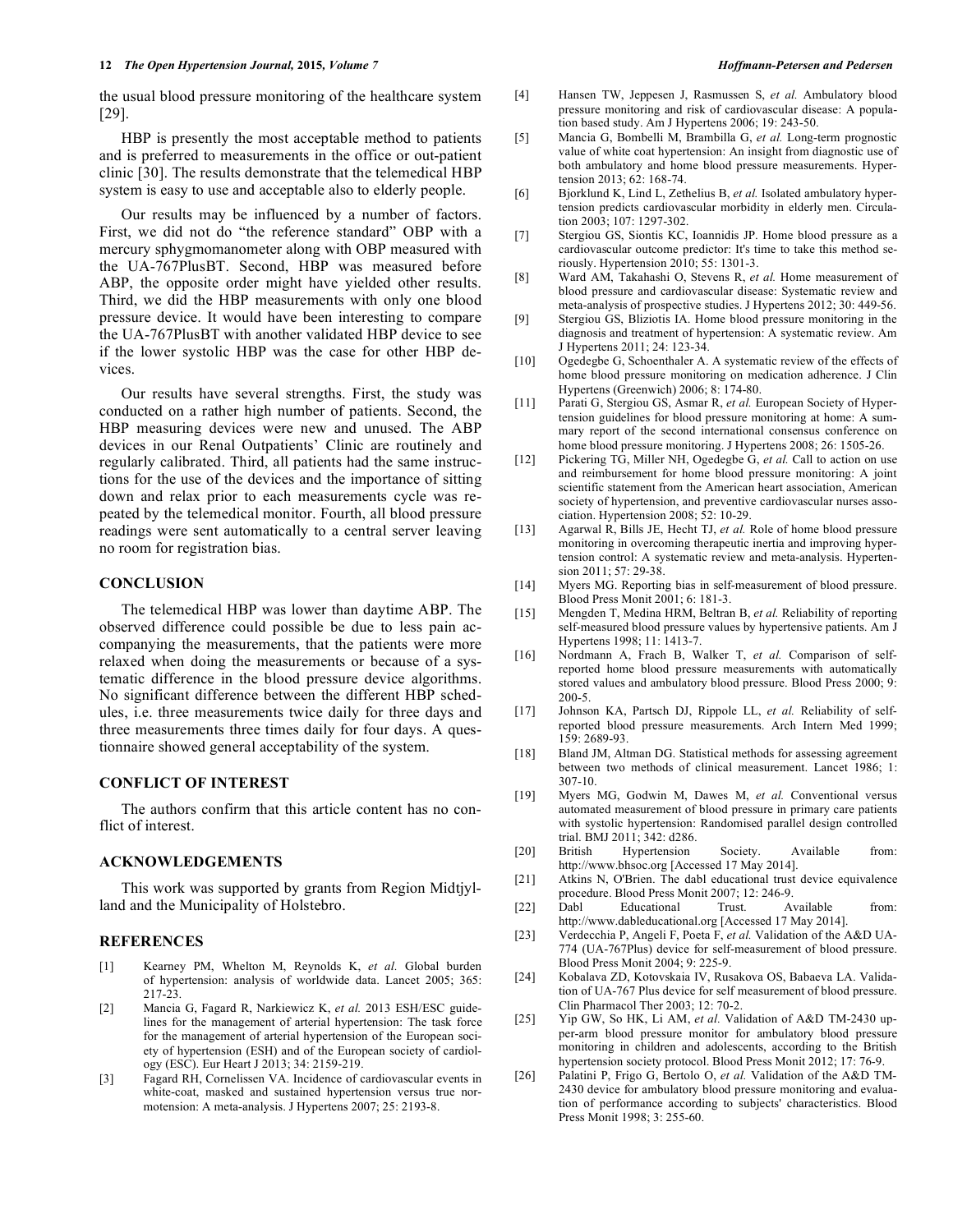the usual blood pressure monitoring of the healthcare system [29].

HBP is presently the most acceptable method to patients and is preferred to measurements in the office or out-patient clinic [30]. The results demonstrate that the telemedical HBP system is easy to use and acceptable also to elderly people.

Our results may be influenced by a number of factors. First, we did not do "the reference standard" OBP with a mercury sphygmomanometer along with OBP measured with the UA-767PlusBT. Second, HBP was measured before ABP, the opposite order might have yielded other results. Third, we did the HBP measurements with only one blood pressure device. It would have been interesting to compare the UA-767PlusBT with another validated HBP device to see if the lower systolic HBP was the case for other HBP devices.

Our results have several strengths. First, the study was conducted on a rather high number of patients. Second, the HBP measuring devices were new and unused. The ABP devices in our Renal Outpatients' Clinic are routinely and regularly calibrated. Third, all patients had the same instructions for the use of the devices and the importance of sitting down and relax prior to each measurements cycle was repeated by the telemedical monitor. Fourth, all blood pressure readings were sent automatically to a central server leaving no room for registration bias.

## CONCLUSION

The telemedical HBP was lower than daytime ABP. The observed difference could possible be due to less pain accompanying the measurements, that the patients were more relaxed when doing the measurements or because of a systematic difference in the blood pressure device algorithms. No significant difference between the different HBP schedules, i.e. three measurements twice daily for three days and three measurements three times daily for four days. A questionnaire showed general acceptability of the system.

## CONFLICT OF INTEREST

The authors confirm that this article content has no conflict of interest.

## ACKNOWLEDGEMENTS

This work was supported by grants from Region Midtjylland and the Municipality of Holstebro.

## REFERENCES

[1] Kearney PM, Whelton M, Reynolds K, *et al.* Global burden of hypertension: analysis of worldwide data. Lancet 2005; 365: 217-23.

[2] Mancia G, Fagard R, Narkiewicz K, *et al.* 2013 ESH/ESC guidelines for the management of arterial hypertension: The task force for the management of arterial hypertension of the European society of hypertension (ESH) and of the European society of cardiology (ESC). Eur Heart J 2013; 34: 2159-219.

[3] Fagard RH, Cornelissen VA. Incidence of cardiovascular events in white-coat, masked and sustained hypertension versus true normotension: A meta-analysis. J Hypertens 2007; 25: 2193-8.

[4] Hansen TW, Jeppesen J, Rasmussen S, *et al.* Ambulatory blood pressure monitoring and risk of cardiovascular disease: A population based study. Am J Hypertens 2006; 19: 243-50.

[5] Mancia G, Bombelli M, Brambilla G, *et al.* Long-term prognostic value of white coat hypertension: An insight from diagnostic use of both ambulatory and home blood pressure measurements. Hypertension 2013; 62: 168-74.

[6] Bjorklund K, Lind L, Zethelius B, *et al.* Isolated ambulatory hypertension predicts cardiovascular morbidity in elderly men. Circulation 2003; 107: 1297-302.

[7] Stergiou GS, Siontis KC, Ioannidis JP. Home blood pressure as a cardiovascular outcome predictor: It's time to take this method seriously. Hypertension 2010; 55: 1301-3.

[8] Ward AM, Takahashi O, Stevens R, *et al.* Home measurement of blood pressure and cardiovascular disease: Systematic review and meta-analysis of prospective studies. J Hypertens 2012; 30: 449-56.

[9] Stergiou GS, Bliziotis IA. Home blood pressure monitoring in the diagnosis and treatment of hypertension: A systematic review. Am J Hypertens 2011; 24: 123-34.

[10] Ogedegbe G, Schoenthaler A. A systematic review of the effects of home blood pressure monitoring on medication adherence. J Clin Hypertens (Greenwich) 2006; 8: 174-80.

[11] Parati G, Stergiou GS, Asmar R, *et al.* European Society of Hypertension guidelines for blood pressure monitoring at home: A summary report of the second international consensus conference on home blood pressure monitoring. J Hypertens 2008; 26: 1505-26.

[12] Pickering TG, Miller NH, Ogedegbe G, *et al.* Call to action on use and reimbursement for home blood pressure monitoring: A joint scientific statement from the American heart association, American society of hypertension, and preventive cardiovascular nurses association. Hypertension 2008; 52: 10-29.

[13] Agarwal R, Bills JE, Hecht TJ, *et al.* Role of home blood pressure monitoring in overcoming therapeutic inertia and improving hypertension control: A systematic review and meta-analysis. Hypertension 2011; 57: 29-38.

[14] Myers MG. Reporting bias in self-measurement of blood pressure. Blood Press Monit 2001; 6: 181-3.

[15] Mengden T, Medina HRM, Beltran B, *et al.* Reliability of reporting self-measured blood pressure values by hypertensive patients. Am J Hypertens 1998; 11: 1413-7.

[16] Nordmann A, Frach B, Walker T, *et al.* Comparison of self-reported home blood pressure measurements with automatically stored values and ambulatory blood pressure. Blood Press 2000; 9: 200-5.

[17] Johnson KA, Partsch DJ, Rippole LL, *et al.* Reliability of self-reported blood pressure measurements. Arch Intern Med 1999; 159: 2689-93.

[18] Bland JM, Altman DG. Statistical methods for assessing agreement between two methods of clinical measurement. Lancet 1986; 1: 307-10.

[19] Myers MG, Godwin M, Dawes M, *et al.* Conventional versus automated measurement of blood pressure in primary care patients with systolic hypertension: Randomised parallel design controlled trial. BMJ 2011; 342: d286.

[20] British Hypertension Society. Available from: http://www.bhsoc.org [Accessed 17 May 2014].

[21] Atkins N, O'Brien. The dabl educational trust device equivalence procedure. Blood Press Monit 2007; 12: 246-9.

[22] Dabl Educational Trust. Available from: http://www.dableducational.org [Accessed 17 May 2014].

[23] Verdecchia P, Angeli F, Poeta F, *et al.* Validation of the A&D UA-774 (UA-767Plus) device for self-measurement of blood pressure. Blood Press Monit 2004; 9: 225-9.

[24] Kobalava ZD, Kotovskaia IV, Rusakova OS, Babaeva LA. Validation of UA-767 Plus device for self measurement of blood pressure. Clin Pharmacol Ther 2003; 12: 70-2.

[25] Yip GW, So HK, Li AM, *et al.* Validation of A&D TM-2430 upper-arm blood pressure monitor for ambulatory blood pressure monitoring in children and adolescents, according to the British hypertension society protocol. Blood Press Monit 2012; 17: 76-9.

[26] Palatini P, Frigo G, Bertolo O, *et al.* Validation of the A&D TM-2430 device for ambulatory blood pressure monitoring and evaluation of performance according to subjects' characteristics. Blood Press Monit 1998; 3: 255-60.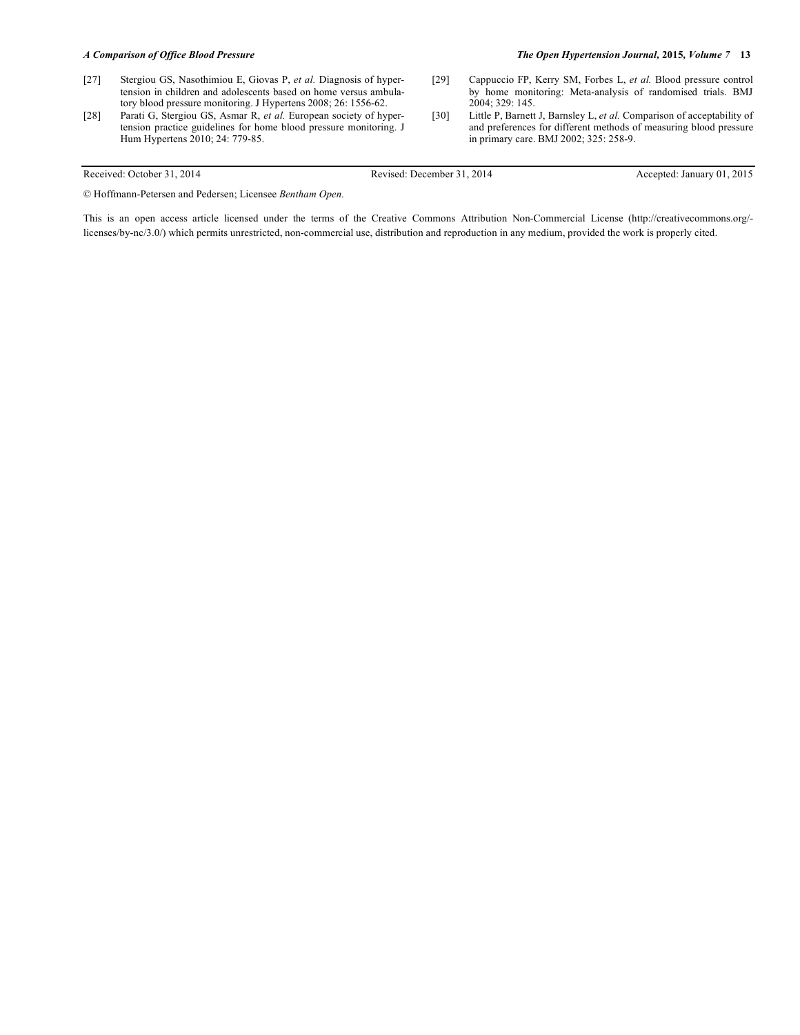[27] Stergiou GS, Nasothimiou E, Giovas P, *et al.* Diagnosis of hypertension in children and adolescents based on home versus ambulatory blood pressure monitoring. J Hypertens 2008; 26: 1556-62.

[28] Parati G, Stergiou GS, Asmar R, *et al.* European society of hypertension practice guidelines for home blood pressure monitoring. J Hum Hypertens 2010; 24: 779-85.

[29] Cappuccio FP, Kerry SM, Forbes L, *et al.* Blood pressure control by home monitoring: Meta-analysis of randomised trials. BMJ 2004; 329: 145.

[30] Little P, Barnett J, Barnsley L, *et al.* Comparison of acceptability of and preferences for different methods of measuring blood pressure in primary care. BMJ 2002; 325: 258-9.

Received: October 31, 2014 Revised: December 31, 2014 Accepted: January 01, 2015

© Hoffmann-Petersen and Pedersen; Licensee *Bentham Open.*

This is an open access article licensed under the terms of the Creative Commons Attribution Non-Commercial License (http://creativecommons.org/-licenses/by-nc/3.0/) which permits unrestricted, non-commercial use, distribution and reproduction in any medium, provided the work is properly cited.